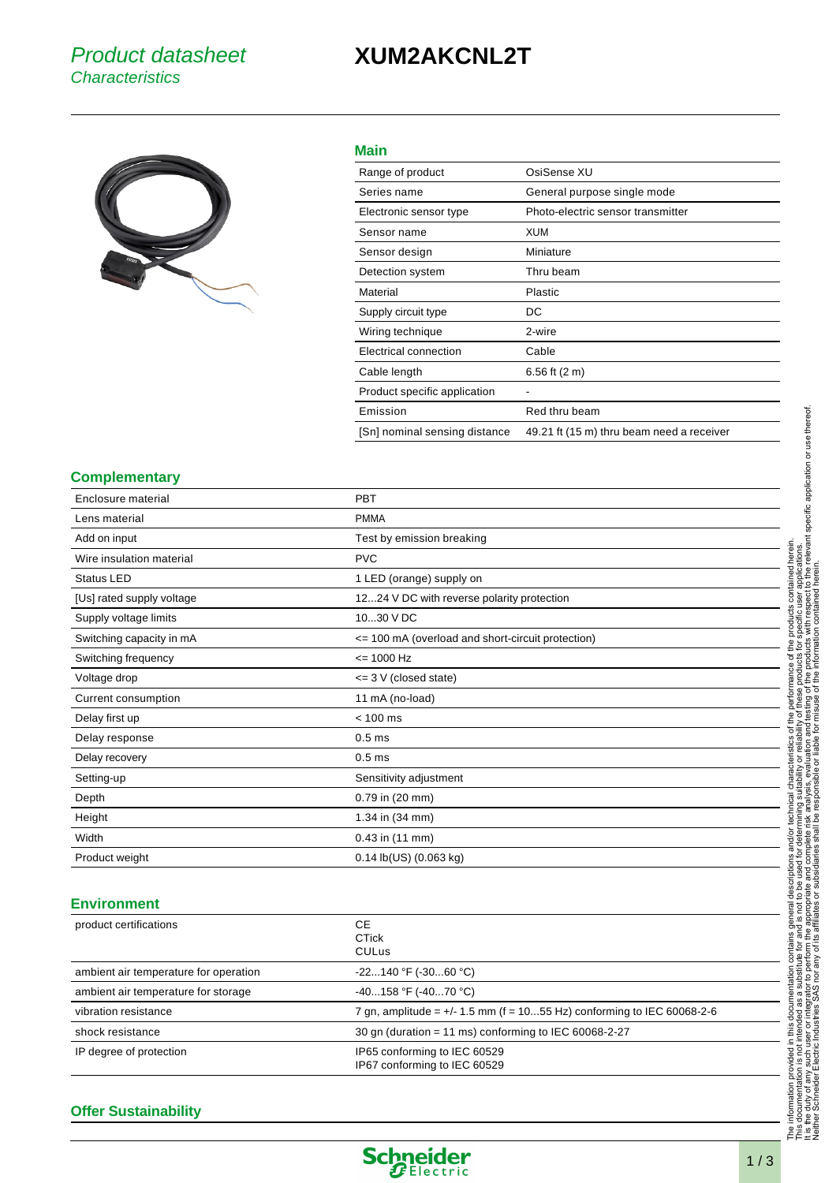# Product datasheet
## Characteristics

# XUM2AKCNL2T

## Main

| | |
|---|---|
| Range of product | OsiSense XU |
| Series name | General purpose single mode |
| Electronic sensor type | Photo-electric sensor transmitter |
| Sensor name | XUM |
| Sensor design | Miniature |
| Detection system | Thru beam |
| Material | Plastic |
| Supply circuit type | DC |
| Wiring technique | 2-wire |
| Electrical connection | Cable |
| Cable length | 6.56 ft (2 m) |
| Product specific application | - |
| Emission | Red thru beam |
| [Sn] nominal sensing distance | 49.21 ft (15 m) thru beam need a receiver |

## Complementary

| | |
|---|---|
| Enclosure material | PBT |
| Lens material | PMMA |
| Add on input | Test by emission breaking |
| Wire insulation material | PVC |
| Status LED | 1 LED (orange) supply on |
| [Us] rated supply voltage | 12...24 V DC with reverse polarity protection |
| Supply voltage limits | 10...30 V DC |
| Switching capacity in mA | <= 100 mA (overload and short-circuit protection) |
| Switching frequency | <= 1000 Hz |
| Voltage drop | <= 3 V (closed state) |
| Current consumption | 11 mA (no-load) |
| Delay first up | < 100 ms |
| Delay response | 0.5 ms |
| Delay recovery | 0.5 ms |
| Setting-up | Sensitivity adjustment |
| Depth | 0.79 in (20 mm) |
| Height | 1.34 in (34 mm) |
| Width | 0.43 in (11 mm) |
| Product weight | 0.14 lb(US) (0.063 kg) |

## Environment

| | |
|---|---|
| product certifications | CE<br>CTick<br>CULus |
| ambient air temperature for operation | -22...140 °F (-30...60 °C) |
| ambient air temperature for storage | -40...158 °F (-40...70 °C) |
| vibration resistance | 7 gn, amplitude = +/- 1.5 mm (f = 10...55 Hz) conforming to IEC 60068-2-6 |
| shock resistance | 30 gn (duration = 11 ms) conforming to IEC 60068-2-27 |
| IP degree of protection | IP65 conforming to IEC 60529<br>IP67 conforming to IEC 60529 |

## Offer Sustainability

The information provided in this documentation contains general descriptions and/or technical characteristics of the performance of the products contained herein. This documentation is not intended as a substitute for and is not to be used for determining suitability or reliability of these products for specific user applications. It is the duty of any such user or integrator to perform the appropriate and complete risk analysis, evaluation and testing of the products with respect to the relevant specific application or use thereof. Neither Schneider Electric Industries SAS nor any of its affiliates or subsidiaries shall be responsible or liable for misuse of the information contained herein.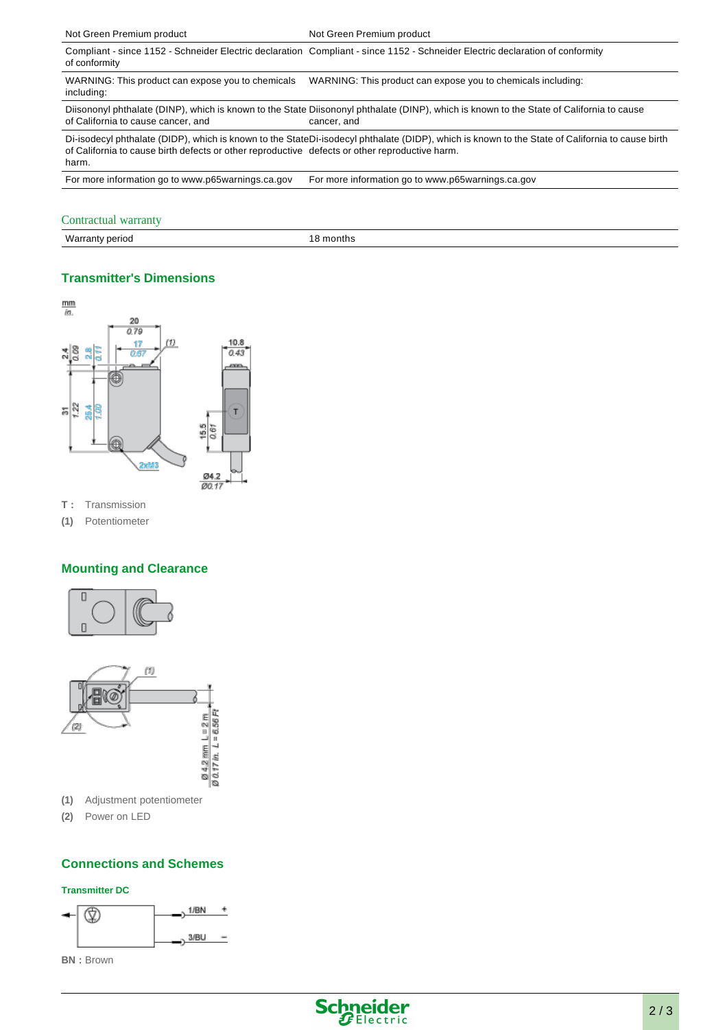| | |
|---|---|
| Not Green Premium product | Not Green Premium product |
| Compliant - since 1152 - Schneider Electric declaration of conformity | Compliant - since 1152 - Schneider Electric declaration of conformity |
| WARNING: This product can expose you to chemicals including: | WARNING: This product can expose you to chemicals including: |
| Diisononyl phthalate (DINP), which is known to the State of California to cause cancer, and | Diisononyl phthalate (DINP), which is known to the State of California to cause cancer, and |
| Di-isodecyl phthalate (DIDP), which is known to the State of California to cause birth defects or other reproductive harm. | Di-isodecyl phthalate (DIDP), which is known to the State of California to cause birth defects or other reproductive harm. |
| For more information go to www.p65warnings.ca.gov | For more information go to www.p65warnings.ca.gov |

## Contractual warranty

| | |
|---|---|
| Warranty period | 18 months |

## Transmitter's Dimensions

**T :** Transmission

**(1)** Potentiometer

## Mounting and Clearance

**(1)** Adjustment potentiometer

**(2)** Power on LED

## Connections and Schemes

### Transmitter DC

**BN :** Brown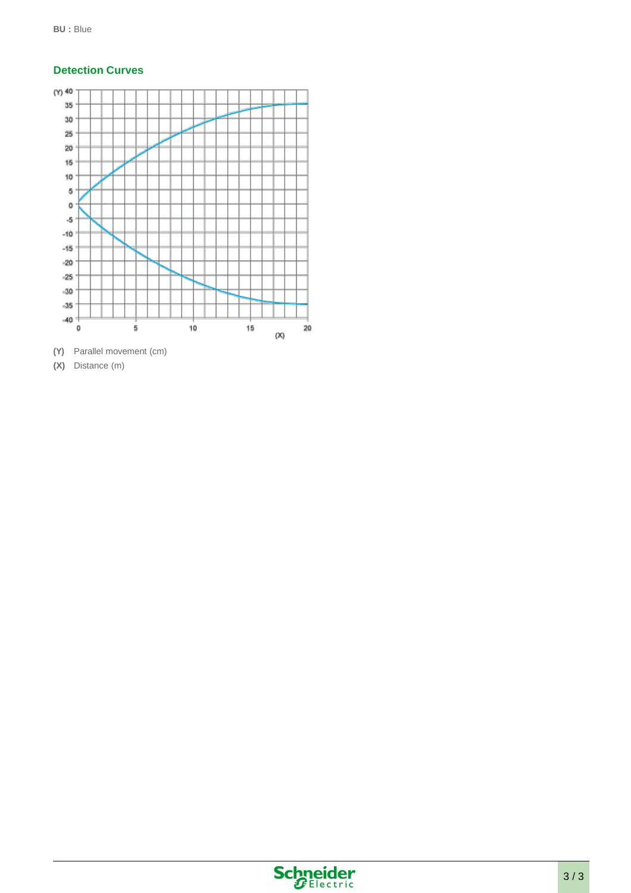BU : Blue

## Detection Curves

(Y) Parallel movement (cm)

(X) Distance (m)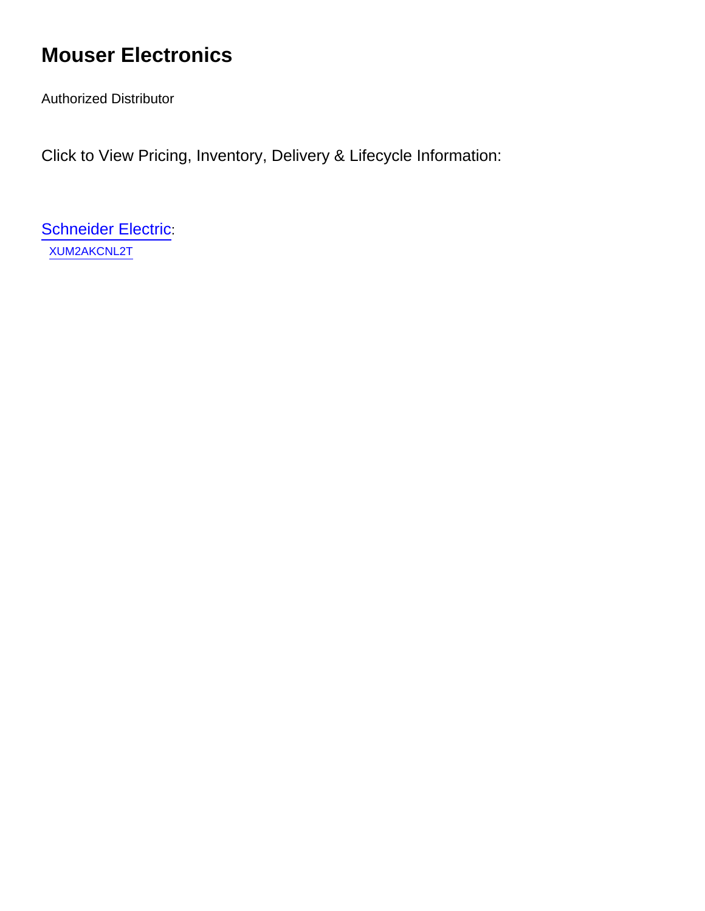# Mouser Electronics

Authorized Distributor

Click to View Pricing, Inventory, Delivery & Lifecycle Information:

Schneider Electric:

XUM2AKCNL2T